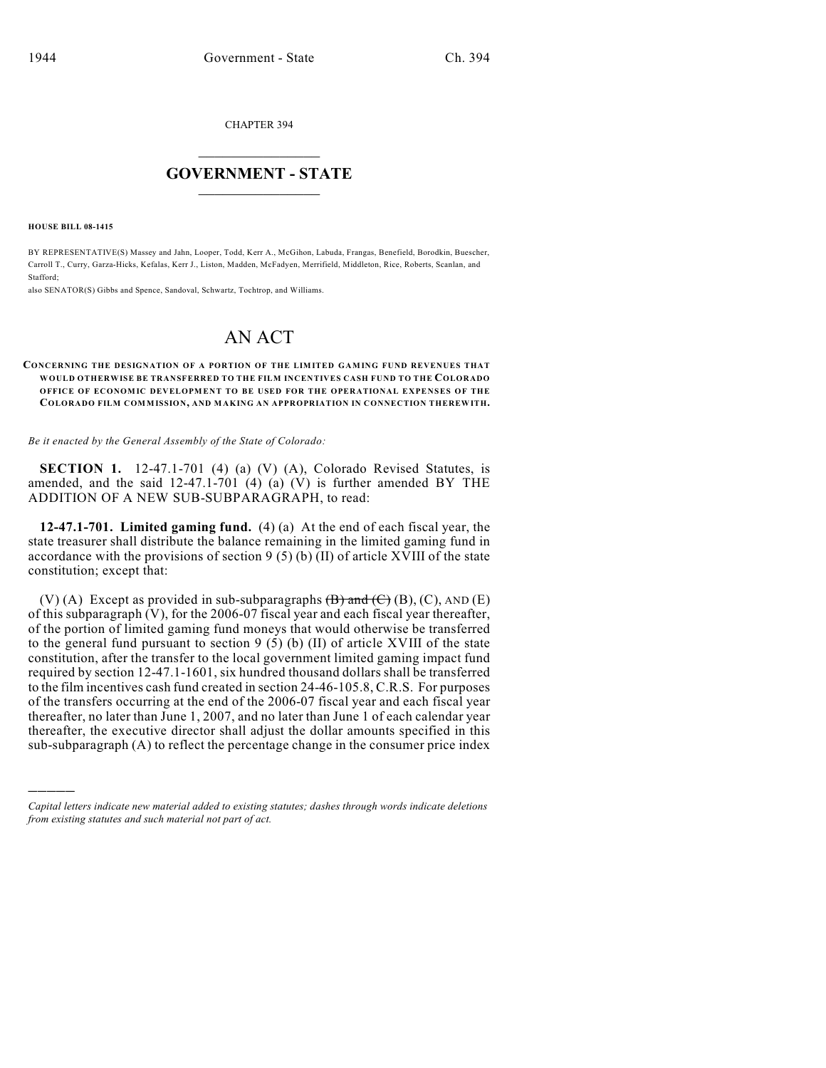CHAPTER 394

## GOVERNMENT - STATE

**HOUSE BILL 08-1415**

BY REPRESENTATIVE(S) Massey and Jahn, Looper, Todd, Kerr A., McGihon, Labuda, Frangas, Benefield, Borodkin, Buescher, Carroll T., Curry, Garza-Hicks, Kefalas, Kerr J., Liston, Madden, McFadyen, Merrifield, Middleton, Rice, Roberts, Scanlan, and Stafford;

also SENATOR(S) Gibbs and Spence, Sandoval, Schwartz, Tochtrop, and Williams.

# AN ACT

**CONCERNING THE DESIGNATION OF A PORTION OF THE LIMITED GAMING FUND REVENUES THAT WOULD OTHERWISE BE TRANSFERRED TO THE FILM INCENTIVES CASH FUND TO THE COLORADO OFFICE OF ECONOMIC DEVELOPMENT TO BE USED FOR THE OPERATIONAL EXPENSES OF THE COLORADO FILM COMMISSION, AND MAKING AN APPROPRIATION IN CONNECTION THEREWITH.**

*Be it enacted by the General Assembly of the State of Colorado:*

**SECTION 1.** 12-47.1-701 (4) (a) (V) (A), Colorado Revised Statutes, is amended, and the said 12-47.1-701 (4) (a) (V) is further amended BY THE ADDITION OF A NEW SUB-SUBPARAGRAPH, to read:

**12-47.1-701. Limited gaming fund.** (4) (a) At the end of each fiscal year, the state treasurer shall distribute the balance remaining in the limited gaming fund in accordance with the provisions of section 9 (5) (b) (II) of article XVIII of the state constitution; except that:

(V) (A) Except as provided in sub-subparagraphs ~~(B) and (C)~~ (B), (C), AND (E) of this subparagraph (V), for the 2006-07 fiscal year and each fiscal year thereafter, of the portion of limited gaming fund moneys that would otherwise be transferred to the general fund pursuant to section 9 (5) (b) (II) of article XVIII of the state constitution, after the transfer to the local government limited gaming impact fund required by section 12-47.1-1601, six hundred thousand dollars shall be transferred to the film incentives cash fund created in section 24-46-105.8, C.R.S. For purposes of the transfers occurring at the end of the 2006-07 fiscal year and each fiscal year thereafter, no later than June 1, 2007, and no later than June 1 of each calendar year thereafter, the executive director shall adjust the dollar amounts specified in this sub-subparagraph (A) to reflect the percentage change in the consumer price index

---

*Capital letters indicate new material added to existing statutes; dashes through words indicate deletions from existing statutes and such material not part of act.*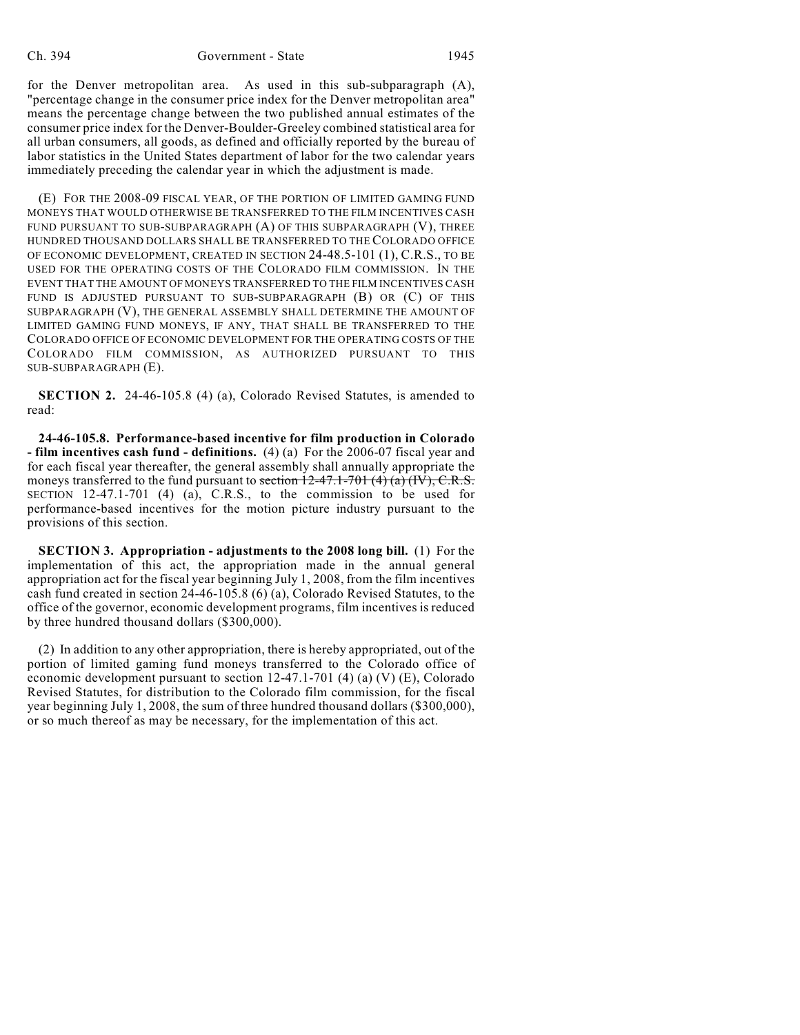for the Denver metropolitan area. As used in this sub-subparagraph (A), "percentage change in the consumer price index for the Denver metropolitan area" means the percentage change between the two published annual estimates of the consumer price index for the Denver-Boulder-Greeley combined statistical area for all urban consumers, all goods, as defined and officially reported by the bureau of labor statistics in the United States department of labor for the two calendar years immediately preceding the calendar year in which the adjustment is made.

(E) FOR THE 2008-09 FISCAL YEAR, OF THE PORTION OF LIMITED GAMING FUND MONEYS THAT WOULD OTHERWISE BE TRANSFERRED TO THE FILM INCENTIVES CASH FUND PURSUANT TO SUB-SUBPARAGRAPH (A) OF THIS SUBPARAGRAPH (V), THREE HUNDRED THOUSAND DOLLARS SHALL BE TRANSFERRED TO THE COLORADO OFFICE OF ECONOMIC DEVELOPMENT, CREATED IN SECTION 24-48.5-101 (1), C.R.S., TO BE USED FOR THE OPERATING COSTS OF THE COLORADO FILM COMMISSION. IN THE EVENT THAT THE AMOUNT OF MONEYS TRANSFERRED TO THE FILM INCENTIVES CASH FUND IS ADJUSTED PURSUANT TO SUB-SUBPARAGRAPH (B) OR (C) OF THIS SUBPARAGRAPH (V), THE GENERAL ASSEMBLY SHALL DETERMINE THE AMOUNT OF LIMITED GAMING FUND MONEYS, IF ANY, THAT SHALL BE TRANSFERRED TO THE COLORADO OFFICE OF ECONOMIC DEVELOPMENT FOR THE OPERATING COSTS OF THE COLORADO FILM COMMISSION, AS AUTHORIZED PURSUANT TO THIS SUB-SUBPARAGRAPH (E).

**SECTION 2.** 24-46-105.8 (4) (a), Colorado Revised Statutes, is amended to read:

**24-46-105.8. Performance-based incentive for film production in Colorado - film incentives cash fund - definitions.** (4) (a) For the 2006-07 fiscal year and for each fiscal year thereafter, the general assembly shall annually appropriate the moneys transferred to the fund pursuant to ~~section 12-47.1-701 (4) (a) (IV), C.R.S.~~ SECTION 12-47.1-701 (4) (a), C.R.S., to the commission to be used for performance-based incentives for the motion picture industry pursuant to the provisions of this section.

**SECTION 3. Appropriation - adjustments to the 2008 long bill.** (1) For the implementation of this act, the appropriation made in the annual general appropriation act for the fiscal year beginning July 1, 2008, from the film incentives cash fund created in section 24-46-105.8 (6) (a), Colorado Revised Statutes, to the office of the governor, economic development programs, film incentives is reduced by three hundred thousand dollars ($300,000).

(2) In addition to any other appropriation, there is hereby appropriated, out of the portion of limited gaming fund moneys transferred to the Colorado office of economic development pursuant to section 12-47.1-701 (4) (a) (V) (E), Colorado Revised Statutes, for distribution to the Colorado film commission, for the fiscal year beginning July 1, 2008, the sum of three hundred thousand dollars ($300,000), or so much thereof as may be necessary, for the implementation of this act.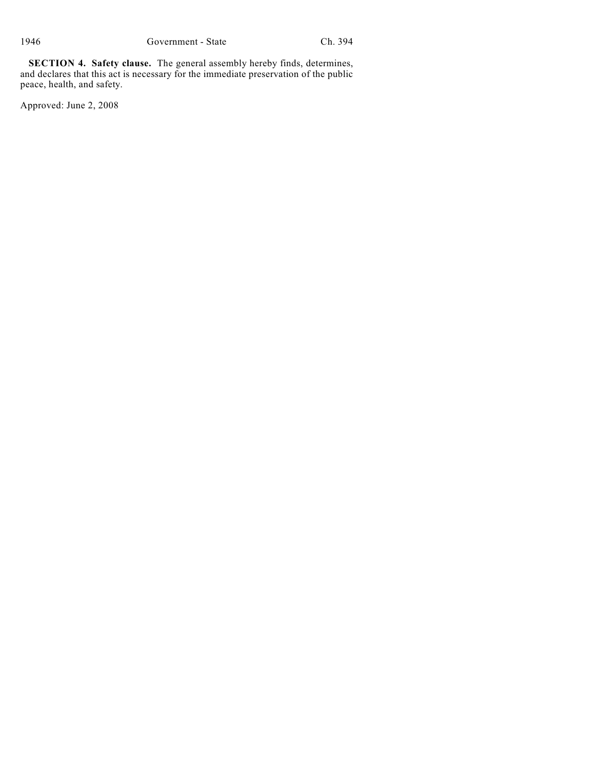**SECTION 4. Safety clause.** The general assembly hereby finds, determines, and declares that this act is necessary for the immediate preservation of the public peace, health, and safety.

Approved: June 2, 2008